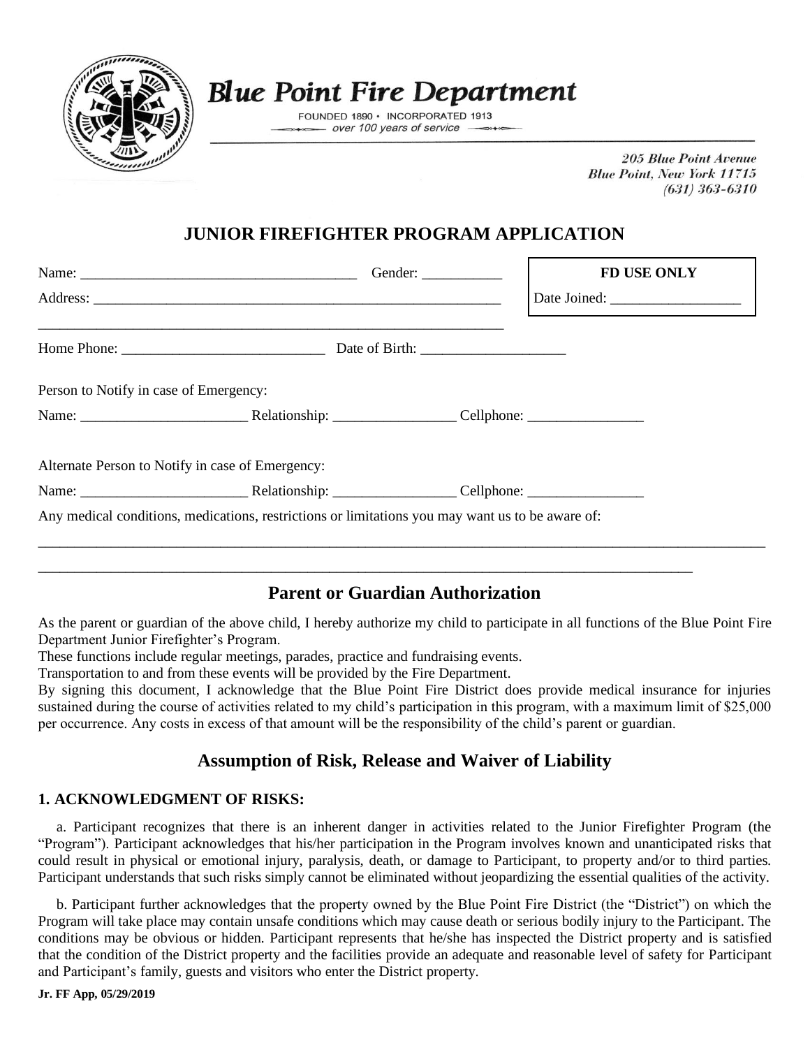# Blue Point Fire Department

FOUNDED 1890 • INCORPORATED 1913
over 100 years of service

205 Blue Point Avenue
Blue Point, New York 11715
(631) 363-6310

## JUNIOR FIREFIGHTER PROGRAM APPLICATION

Name: ______________________________________ Gender: ___________

Address: ___________________________________________________________

___________________________________________________________________

| FD USE ONLY |
| --- |
| Date Joined: __________________ |

Home Phone: ____________________________ Date of Birth: ____________________

Person to Notify in case of Emergency:

Name: _______________________ Relationship: ________________ Cellphone: ________________

Alternate Person to Notify in case of Emergency:

Name: _______________________ Relationship: ________________ Cellphone: ________________

Any medical conditions, medications, restrictions or limitations you may want us to be aware of:

_____________________________________________________________________________________________

_____________________________________________________________________________________________

## Parent or Guardian Authorization

As the parent or guardian of the above child, I hereby authorize my child to participate in all functions of the Blue Point Fire Department Junior Firefighter's Program.

These functions include regular meetings, parades, practice and fundraising events.

Transportation to and from these events will be provided by the Fire Department.

By signing this document, I acknowledge that the Blue Point Fire District does provide medical insurance for injuries sustained during the course of activities related to my child's participation in this program, with a maximum limit of $25,000 per occurrence. Any costs in excess of that amount will be the responsibility of the child's parent or guardian.

## Assumption of Risk, Release and Waiver of Liability

### 1. ACKNOWLEDGMENT OF RISKS:

a. Participant recognizes that there is an inherent danger in activities related to the Junior Firefighter Program (the "Program"). Participant acknowledges that his/her participation in the Program involves known and unanticipated risks that could result in physical or emotional injury, paralysis, death, or damage to Participant, to property and/or to third parties. Participant understands that such risks simply cannot be eliminated without jeopardizing the essential qualities of the activity.

b. Participant further acknowledges that the property owned by the Blue Point Fire District (the "District") on which the Program will take place may contain unsafe conditions which may cause death or serious bodily injury to the Participant. The conditions may be obvious or hidden. Participant represents that he/she has inspected the District property and is satisfied that the condition of the District property and the facilities provide an adequate and reasonable level of safety for Participant and Participant's family, guests and visitors who enter the District property.

**Jr. FF App, 05/29/2019**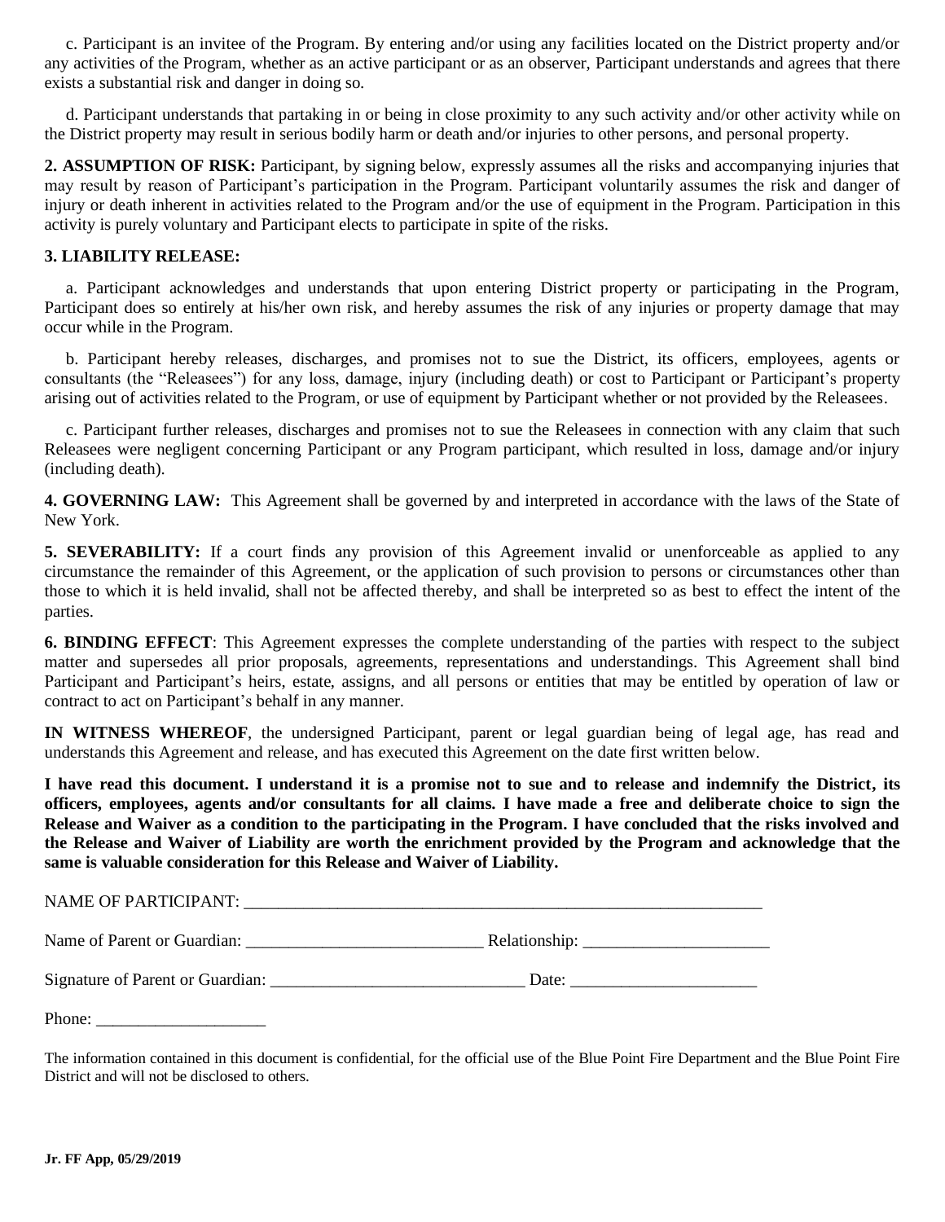c. Participant is an invitee of the Program. By entering and/or using any facilities located on the District property and/or any activities of the Program, whether as an active participant or as an observer, Participant understands and agrees that there exists a substantial risk and danger in doing so.

d. Participant understands that partaking in or being in close proximity to any such activity and/or other activity while on the District property may result in serious bodily harm or death and/or injuries to other persons, and personal property.

**2. ASSUMPTION OF RISK:** Participant, by signing below, expressly assumes all the risks and accompanying injuries that may result by reason of Participant's participation in the Program. Participant voluntarily assumes the risk and danger of injury or death inherent in activities related to the Program and/or the use of equipment in the Program. Participation in this activity is purely voluntary and Participant elects to participate in spite of the risks.

**3. LIABILITY RELEASE:**

a. Participant acknowledges and understands that upon entering District property or participating in the Program, Participant does so entirely at his/her own risk, and hereby assumes the risk of any injuries or property damage that may occur while in the Program.

b. Participant hereby releases, discharges, and promises not to sue the District, its officers, employees, agents or consultants (the "Releasees") for any loss, damage, injury (including death) or cost to Participant or Participant's property arising out of activities related to the Program, or use of equipment by Participant whether or not provided by the Releasees.

c. Participant further releases, discharges and promises not to sue the Releasees in connection with any claim that such Releasees were negligent concerning Participant or any Program participant, which resulted in loss, damage and/or injury (including death).

**4. GOVERNING LAW:** This Agreement shall be governed by and interpreted in accordance with the laws of the State of New York.

**5. SEVERABILITY:** If a court finds any provision of this Agreement invalid or unenforceable as applied to any circumstance the remainder of this Agreement, or the application of such provision to persons or circumstances other than those to which it is held invalid, shall not be affected thereby, and shall be interpreted so as best to effect the intent of the parties.

**6. BINDING EFFECT**: This Agreement expresses the complete understanding of the parties with respect to the subject matter and supersedes all prior proposals, agreements, representations and understandings. This Agreement shall bind Participant and Participant's heirs, estate, assigns, and all persons or entities that may be entitled by operation of law or contract to act on Participant's behalf in any manner.

**IN WITNESS WHEREOF**, the undersigned Participant, parent or legal guardian being of legal age, has read and understands this Agreement and release, and has executed this Agreement on the date first written below.

**I have read this document. I understand it is a promise not to sue and to release and indemnify the District, its officers, employees, agents and/or consultants for all claims. I have made a free and deliberate choice to sign the Release and Waiver as a condition to the participating in the Program. I have concluded that the risks involved and the Release and Waiver of Liability are worth the enrichment provided by the Program and acknowledge that the same is valuable consideration for this Release and Waiver of Liability.**

NAME OF PARTICIPANT: ______________________________________________________________

Name of Parent or Guardian: ____________________________ Relationship: ______________________

Signature of Parent or Guardian: ______________________________ Date: ______________________

Phone: ____________________

The information contained in this document is confidential, for the official use of the Blue Point Fire Department and the Blue Point Fire District and will not be disclosed to others.

**Jr. FF App, 05/29/2019**